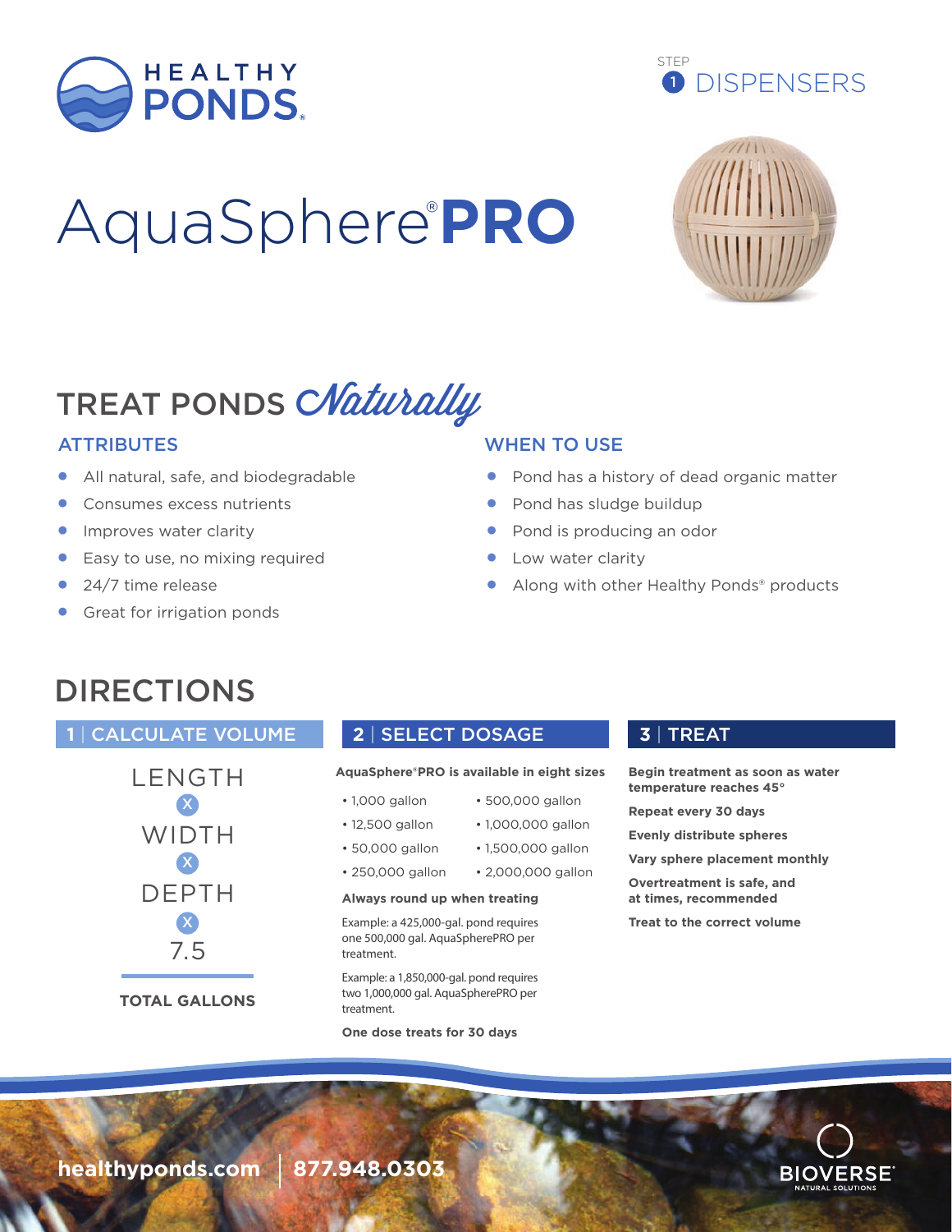HEALTHY PONDS®

STEP 1 DISPENSERS

# AquaSphere® PRO

## TREAT PONDS *Naturally*

### ATTRIBUTES

- All natural, safe, and biodegradable
- Consumes excess nutrients
- Improves water clarity
- Easy to use, no mixing required
- 24/7 time release
- Great for irrigation ponds

### WHEN TO USE

- Pond has a history of dead organic matter
- Pond has sludge buildup
- Pond is producing an odor
- Low water clarity
- Along with other Healthy Ponds® products

## DIRECTIONS

### 1 | CALCULATE VOLUME

LENGTH
X
WIDTH
X
DEPTH
X
7.5

**TOTAL GALLONS**

### 2 | SELECT DOSAGE

**AquaSphere®PRO is available in eight sizes**

- 1,000 gallon
- 12,500 gallon
- 50,000 gallon
- 250,000 gallon
- 500,000 gallon
- 1,000,000 gallon
- 1,500,000 gallon
- 2,000,000 gallon

**Always round up when treating**

Example: a 425,000-gal. pond requires one 500,000 gal. AquaSpherePRO per treatment.

Example: a 1,850,000-gal. pond requires two 1,000,000 gal. AquaSpherePRO per treatment.

**One dose treats for 30 days**

### 3 | TREAT

**Begin treatment as soon as water temperature reaches 45°**

**Repeat every 30 days**

**Evenly distribute spheres**

**Vary sphere placement monthly**

**Overtreatment is safe, and at times, recommended**

**Treat to the correct volume**

healthyponds.com | 877.948.0303

BIOVERSE® NATURAL SOLUTIONS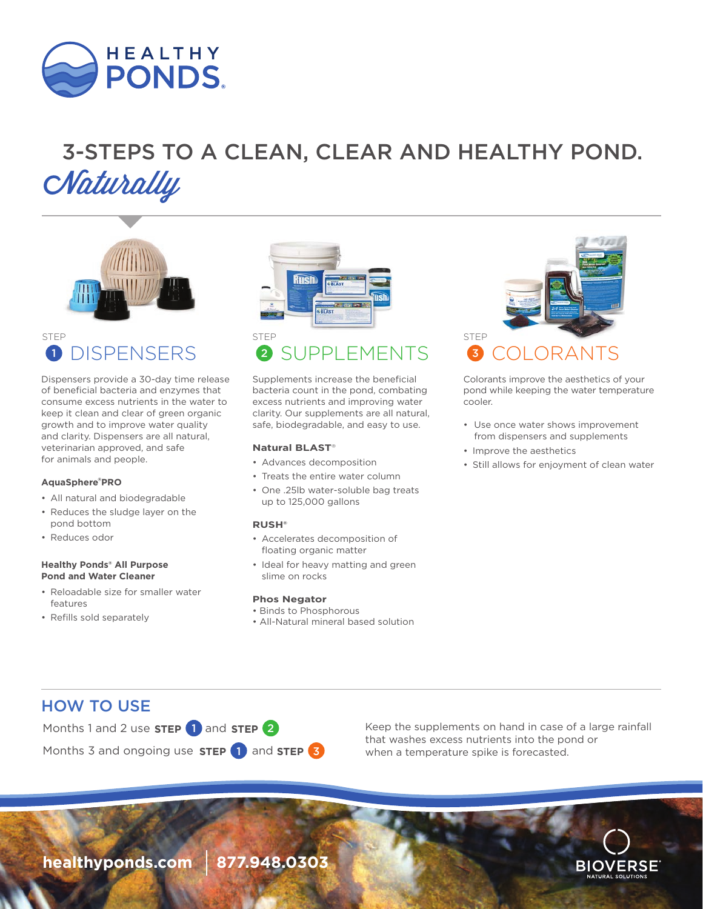HEALTHY PONDS®

# 3-STEPS TO A CLEAN, CLEAR AND HEALTHY POND.

*Naturally*

STEP

## 1 DISPENSERS

Dispensers provide a 30-day time release of beneficial bacteria and enzymes that consume excess nutrients in the water to keep it clean and clear of green organic growth and to improve water quality and clarity. Dispensers are all natural, veterinarian approved, and safe for animals and people.

**AquaSphere®PRO**

- All natural and biodegradable
- Reduces the sludge layer on the pond bottom
- Reduces odor

**Healthy Ponds® All Purpose Pond and Water Cleaner**

- Reloadable size for smaller water features
- Refills sold separately

STEP

## 2 SUPPLEMENTS

Supplements increase the beneficial bacteria count in the pond, combating excess nutrients and improving water clarity. Our supplements are all natural, safe, biodegradable, and easy to use.

**Natural BLAST®**

- Advances decomposition
- Treats the entire water column
- One .25lb water-soluble bag treats up to 125,000 gallons

**RUSH®**

- Accelerates decomposition of floating organic matter
- Ideal for heavy matting and green slime on rocks

**Phos Negator**

- Binds to Phosphorous
- All-Natural mineral based solution

STEP

## 3 COLORANTS

Colorants improve the aesthetics of your pond while keeping the water temperature cooler.

- Use once water shows improvement from dispensers and supplements
- Improve the aesthetics
- Still allows for enjoyment of clean water

## HOW TO USE

Months 1 and 2 use **STEP 1** and **STEP 2**

Months 3 and ongoing use **STEP 1** and **STEP 3**

Keep the supplements on hand in case of a large rainfall that washes excess nutrients into the pond or when a temperature spike is forecasted.

**healthyponds.com** | **877.948.0303**

BIOVERSE® NATURAL SOLUTIONS